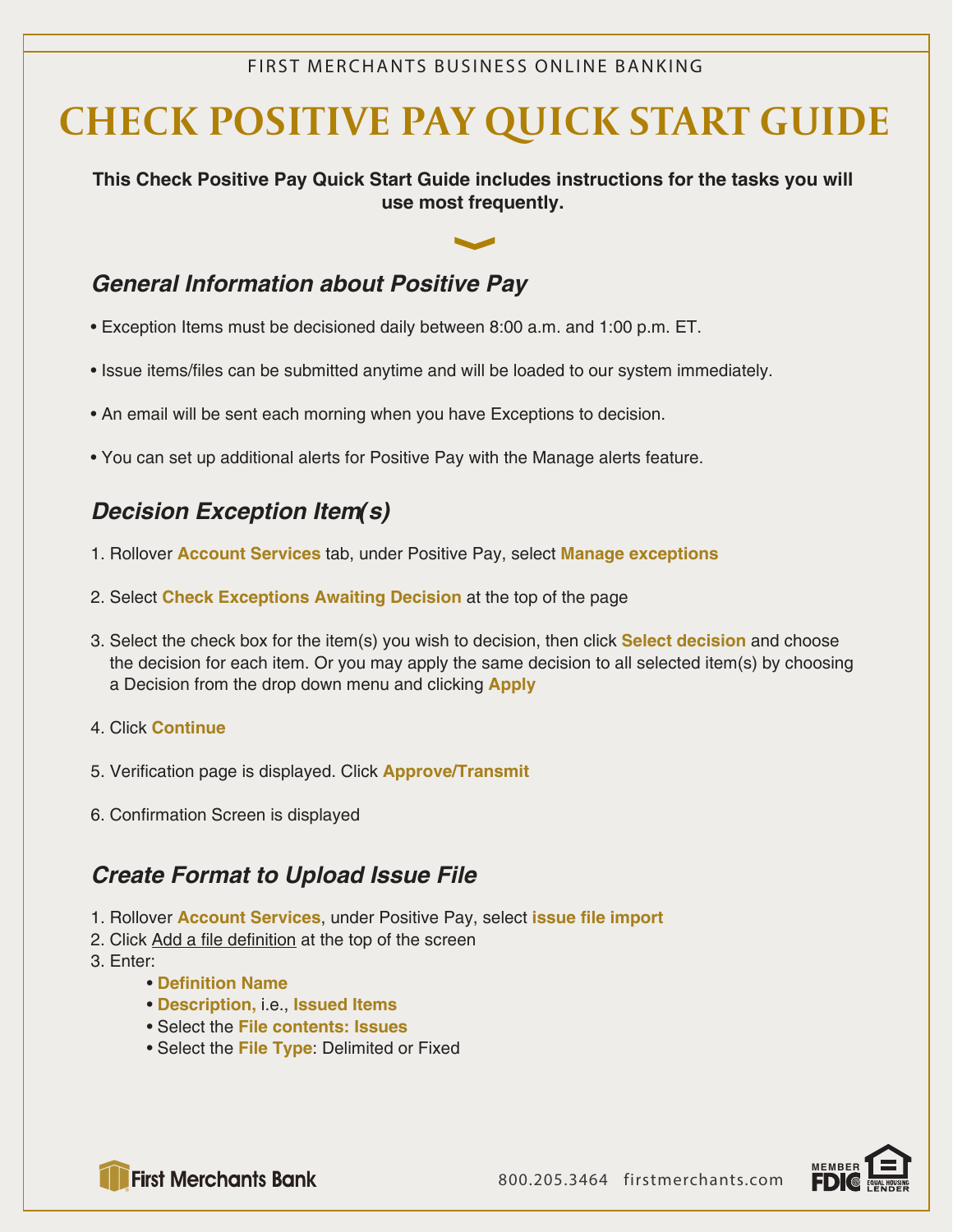FIRST MERCHANTS BUSINESS ONLINE BANKING

# CHECK POSITIVE PAY QUICK START GUIDE

**This Check Positive Pay Quick Start Guide includes instructions for the tasks you will use most frequently.**

## *General Information about Positive Pay*

- Exception Items must be decisioned daily between 8:00 a.m. and 1:00 p.m. ET.
- Issue items/files can be submitted anytime and will be loaded to our system immediately.
- An email will be sent each morning when you have Exceptions to decision.
- You can set up additional alerts for Positive Pay with the Manage alerts feature.

## *Decision Exception Item(s)*

1. Rollover **Account Services** tab, under Positive Pay, select **Manage exceptions**
2. Select **Check Exceptions Awaiting Decision** at the top of the page
3. Select the check box for the item(s) you wish to decision, then click **Select decision** and choose the decision for each item. Or you may apply the same decision to all selected item(s) by choosing a Decision from the drop down menu and clicking **Apply**
4. Click **Continue**
5. Verification page is displayed. Click **Approve/Transmit**
6. Confirmation Screen is displayed

## *Create Format to Upload Issue File*

1. Rollover **Account Services**, under Positive Pay, select **issue file import**
2. Click Add a file definition at the top of the screen
3. Enter:
   - **Definition Name**
   - **Description,** i.e., **Issued Items**
   - Select the **File contents: Issues**
   - Select the **File Type**: Delimited or Fixed

First Merchants Bank

800.205.3464 firstmerchants.com

MEMBER FDIC EQUAL HOUSING LENDER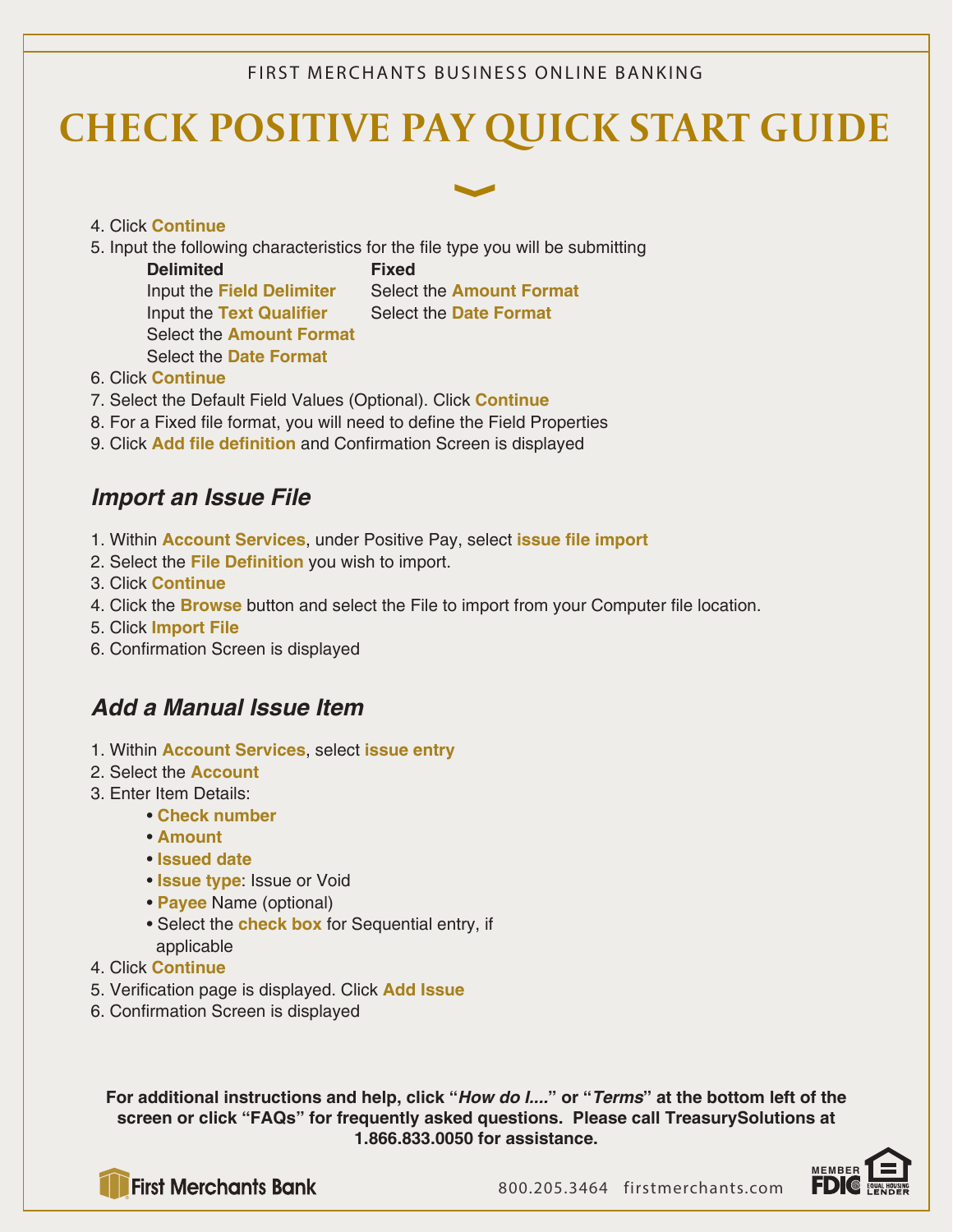FIRST MERCHANTS BUSINESS ONLINE BANKING

# CHECK POSITIVE PAY QUICK START GUIDE

4. Click **Continue**
5. Input the following characteristics for the file type you will be submitting

   **Delimited**
   - Input the **Field Delimiter**
   - Input the **Text Qualifier**
   - Select the **Amount Format**
   - Select the **Date Format**

   **Fixed**
   - Select the **Amount Format**
   - Select the **Date Format**
6. Click **Continue**
7. Select the Default Field Values (Optional). Click **Continue**
8. For a Fixed file format, you will need to define the Field Properties
9. Click **Add file definition** and Confirmation Screen is displayed

## *Import an Issue File*

1. Within **Account Services**, under Positive Pay, select **issue file import**
2. Select the **File Definition** you wish to import.
3. Click **Continue**
4. Click the **Browse** button and select the File to import from your Computer file location.
5. Click **Import File**
6. Confirmation Screen is displayed

## *Add a Manual Issue Item*

1. Within **Account Services**, select **issue entry**
2. Select the **Account**
3. Enter Item Details:
   - **Check number**
   - **Amount**
   - **Issued date**
   - **Issue type**: Issue or Void
   - **Payee** Name (optional)
   - Select the **check box** for Sequential entry, if applicable
4. Click **Continue**
5. Verification page is displayed. Click **Add Issue**
6. Confirmation Screen is displayed

**For additional instructions and help, click "*How do I....*" or "*Terms*" at the bottom left of the screen or click "FAQs" for frequently asked questions. Please call TreasurySolutions at 1.866.833.0050 for assistance.**

First Merchants Bank

800.205.3464 firstmerchants.com

MEMBER FDIC EQUAL HOUSING LENDER